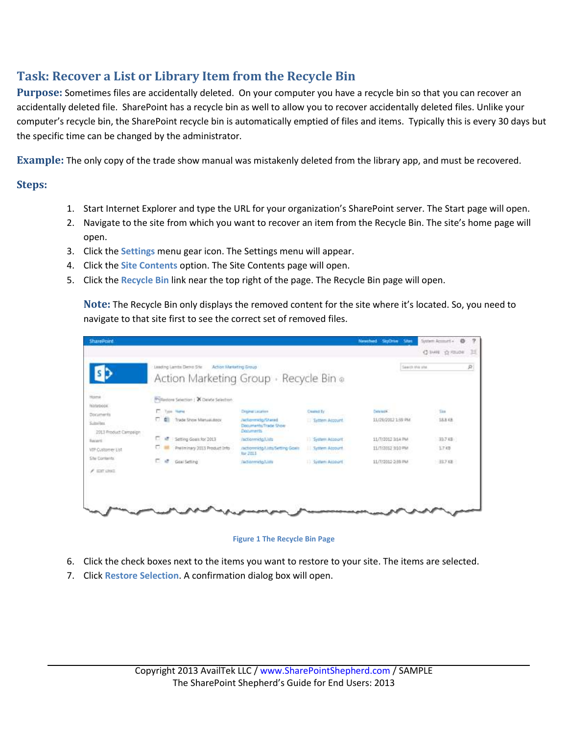## Task: Recover a List or Library Item from the Recycle Bin

**Purpose:** Sometimes files are accidentally deleted. On your computer you have a recycle bin so that you can recover an accidentally deleted file. SharePoint has a recycle bin as well to allow you to recover accidentally deleted files. Unlike your computer's recycle bin, the SharePoint recycle bin is automatically emptied of files and items. Typically this is every 30 days but the specific time can be changed by the administrator.

**Example:** The only copy of the trade show manual was mistakenly deleted from the library app, and must be recovered.

### Steps:

1. Start Internet Explorer and type the URL for your organization's SharePoint server. The Start page will open.
2. Navigate to the site from which you want to recover an item from the Recycle Bin. The site's home page will open.
3. Click the **Settings** menu gear icon. The Settings menu will appear.
4. Click the **Site Contents** option. The Site Contents page will open.
5. Click the **Recycle Bin** link near the top right of the page. The Recycle Bin page will open.

   **Note:** The Recycle Bin only displays the removed content for the site where it's located. So, you need to navigate to that site first to see the correct set of removed files.

Figure 1 The Recycle Bin Page

6. Click the check boxes next to the items you want to restore to your site. The items are selected.
7. Click **Restore Selection**. A confirmation dialog box will open.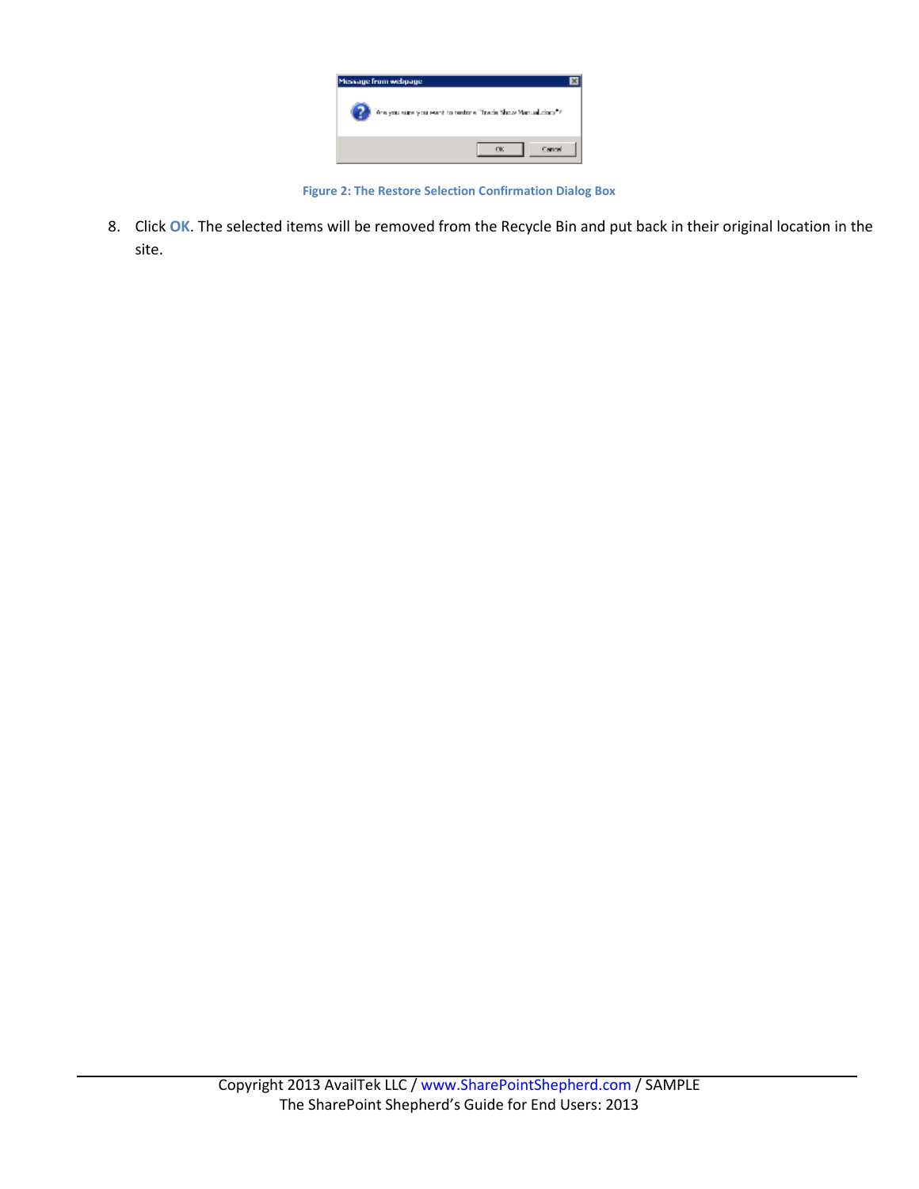Figure 2: The Restore Selection Confirmation Dialog Box

8. Click **OK**. The selected items will be removed from the Recycle Bin and put back in their original location in the site.